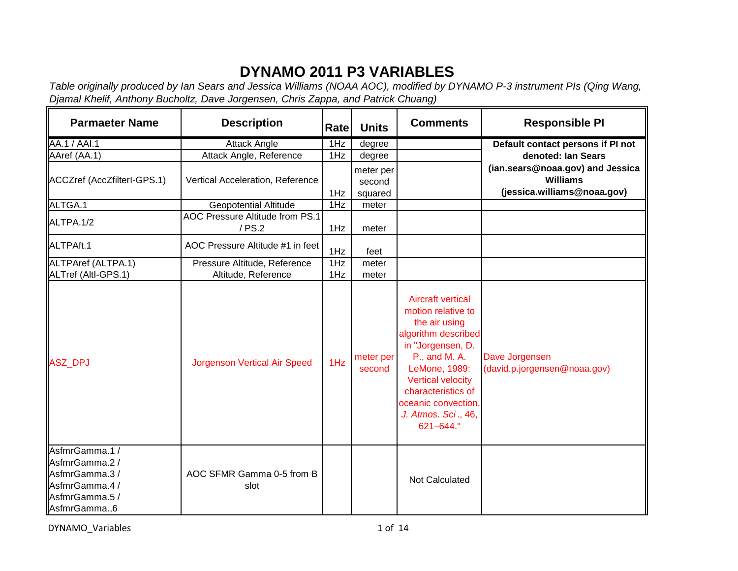# DYNAMO 2011 P3 VARIABLES

*Table originally produced by Ian Sears and Jessica Williams (NOAA AOC), modified by DYNAMO P-3 instrument PIs (Qing Wang, Djamal Khelif, Anthony Bucholtz, Dave Jorgensen, Chris Zappa, and Patrick Chuang)*

| Parmaeter Name | Description | Rate | Units | Comments | Responsible PI |
|---|---|---|---|---|---|
| AA.1 / AAI.1 | Attack Angle | 1Hz | degree | | **Default contact persons if PI not denoted: Ian Sears (ian.sears@noaa.gov) and Jessica Williams (jessica.williams@noaa.gov)** |
| AAref (AA.1) | Attack Angle, Reference | 1Hz | degree | | |
| ACCZref (AccZfilterI-GPS.1) | Vertical Acceleration, Reference | 1Hz | meter per second squared | | |
| ALTGA.1 | Geopotential Altitude | 1Hz | meter | | |
| ALTPA.1/2 | AOC Pressure Altitude from PS.1 / PS.2 | 1Hz | meter | | |
| ALTPAft.1 | AOC Pressure Altitude #1 in feet | 1Hz | feet | | |
| ALTPAref (ALTPA.1) | Pressure Altitude, Reference | 1Hz | meter | | |
| ALTref (AltI-GPS.1) | Altitude, Reference | 1Hz | meter | | |
| ASZ_DPJ | Jorgenson Vertical Air Speed | 1Hz | meter per second | Aircraft vertical motion relative to the air using algorithm described in "Jorgensen, D. P., and M. A. LeMone, 1989: Vertical velocity characteristics of oceanic convection. *J. Atmos. Sci*., 46, 621–644." | Dave Jorgensen (david.p.jorgensen@noaa.gov) |
| AsfmrGamma.1 / AsfmrGamma.2 / AsfmrGamma.3 / AsfmrGamma.4 / AsfmrGamma.5 / AsfmrGamma.,6 | AOC SFMR Gamma 0-5 from B slot | | | Not Calculated | |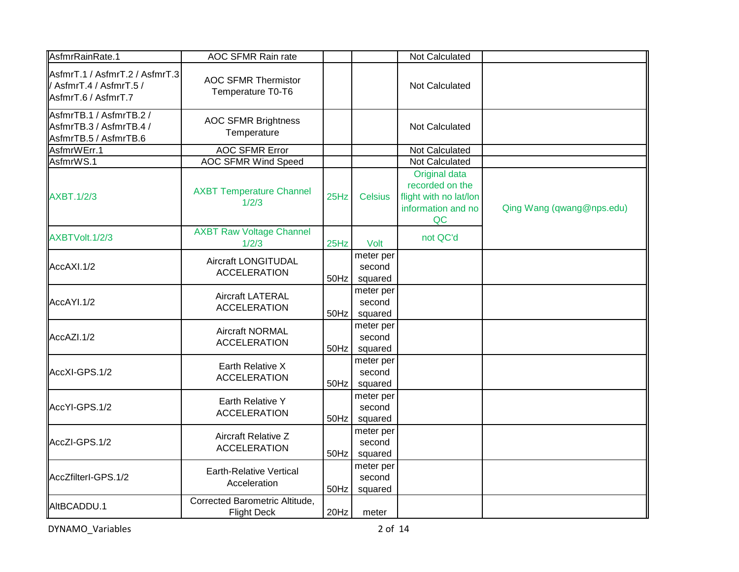| | | | | | |
|---|---|---|---|---|---|
| AsfmrRainRate.1 | AOC SFMR Rain rate | | | Not Calculated | |
| AsfmrT.1 / AsfmrT.2 / AsfmrT.3 / AsfmrT.4 / AsfmrT.5 / AsfmrT.6 / AsfmrT.7 | AOC SFMR Thermistor Temperature T0-T6 | | | Not Calculated | |
| AsfmrTB.1 / AsfmrTB.2 / AsfmrTB.3 / AsfmrTB.4 / AsfmrTB.5 / AsfmrTB.6 | AOC SFMR Brightness Temperature | | | Not Calculated | |
| AsfmrWErr.1 | AOC SFMR Error | | | Not Calculated | |
| AsfmrWS.1 | AOC SFMR Wind Speed | | | Not Calculated | |
| AXBT.1/2/3 | AXBT Temperature Channel 1/2/3 | 25Hz | Celsius | Original data recorded on the flight with no lat/lon information and no QC | Qing Wang (qwang@nps.edu) |
| AXBTVolt.1/2/3 | AXBT Raw Voltage Channel 1/2/3 | 25Hz | Volt | not QC'd | |
| AccAXI.1/2 | Aircraft LONGITUDAL ACCELERATION | 50Hz | meter per second squared | | |
| AccAYI.1/2 | Aircraft LATERAL ACCELERATION | 50Hz | meter per second squared | | |
| AccAZI.1/2 | Aircraft NORMAL ACCELERATION | 50Hz | meter per second squared | | |
| AccXI-GPS.1/2 | Earth Relative X ACCELERATION | 50Hz | meter per second squared | | |
| AccYI-GPS.1/2 | Earth Relative Y ACCELERATION | 50Hz | meter per second squared | | |
| AccZI-GPS.1/2 | Aircraft Relative Z ACCELERATION | 50Hz | meter per second squared | | |
| AccZfilterI-GPS.1/2 | Earth-Relative Vertical Acceleration | 50Hz | meter per second squared | | |
| AltBCADDU.1 | Corrected Barometric Altitude, Flight Deck | 20Hz | meter | | |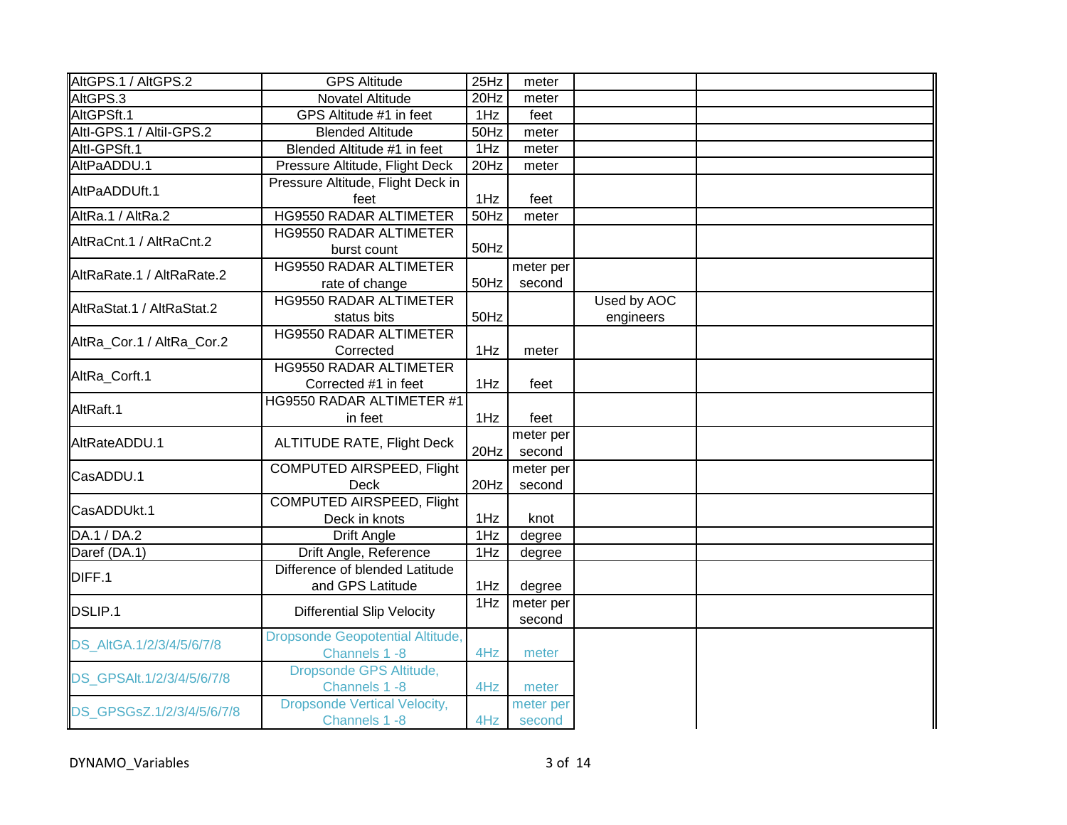| | | | | | |
|---|---|---|---|---|---|
| AltGPS.1 / AltGPS.2 | GPS Altitude | 25Hz | meter | | |
| AltGPS.3 | Novatel Altitude | 20Hz | meter | | |
| AltGPSft.1 | GPS Altitude #1 in feet | 1Hz | feet | | |
| AltI-GPS.1 / AltI-GPS.2 | Blended Altitude | 50Hz | meter | | |
| AltI-GPSft.1 | Blended Altitude #1 in feet | 1Hz | meter | | |
| AltPaADDU.1 | Pressure Altitude, Flight Deck | 20Hz | meter | | |
| AltPaADDUft.1 | Pressure Altitude, Flight Deck in feet | 1Hz | feet | | |
| AltRa.1 / AltRa.2 | HG9550 RADAR ALTIMETER | 50Hz | meter | | |
| AltRaCnt.1 / AltRaCnt.2 | HG9550 RADAR ALTIMETER burst count | 50Hz | | | |
| AltRaRate.1 / AltRaRate.2 | HG9550 RADAR ALTIMETER rate of change | 50Hz | meter per second | | |
| AltRaStat.1 / AltRaStat.2 | HG9550 RADAR ALTIMETER status bits | 50Hz | | Used by AOC engineers | |
| AltRa_Cor.1 / AltRa_Cor.2 | HG9550 RADAR ALTIMETER Corrected | 1Hz | meter | | |
| AltRa_Corft.1 | HG9550 RADAR ALTIMETER Corrected #1 in feet | 1Hz | feet | | |
| AltRaft.1 | HG9550 RADAR ALTIMETER #1 in feet | 1Hz | feet | | |
| AltRateADDU.1 | ALTITUDE RATE, Flight Deck | 20Hz | meter per second | | |
| CasADDU.1 | COMPUTED AIRSPEED, Flight Deck | 20Hz | meter per second | | |
| CasADDUkt.1 | COMPUTED AIRSPEED, Flight Deck in knots | 1Hz | knot | | |
| DA.1 / DA.2 | Drift Angle | 1Hz | degree | | |
| Daref (DA.1) | Drift Angle, Reference | 1Hz | degree | | |
| DIFF.1 | Difference of blended Latitude and GPS Latitude | 1Hz | degree | | |
| DSLIP.1 | Differential Slip Velocity | 1Hz | meter per second | | |
| DS_AltGA.1/2/3/4/5/6/7/8 | Dropsonde Geopotential Altitude, Channels 1 -8 | 4Hz | meter | | |
| DS_GPSAlt.1/2/3/4/5/6/7/8 | Dropsonde GPS Altitude, Channels 1 -8 | 4Hz | meter | | |
| DS_GPSGsZ.1/2/3/4/5/6/7/8 | Dropsonde Vertical Velocity, Channels 1 -8 | 4Hz | meter per second | | |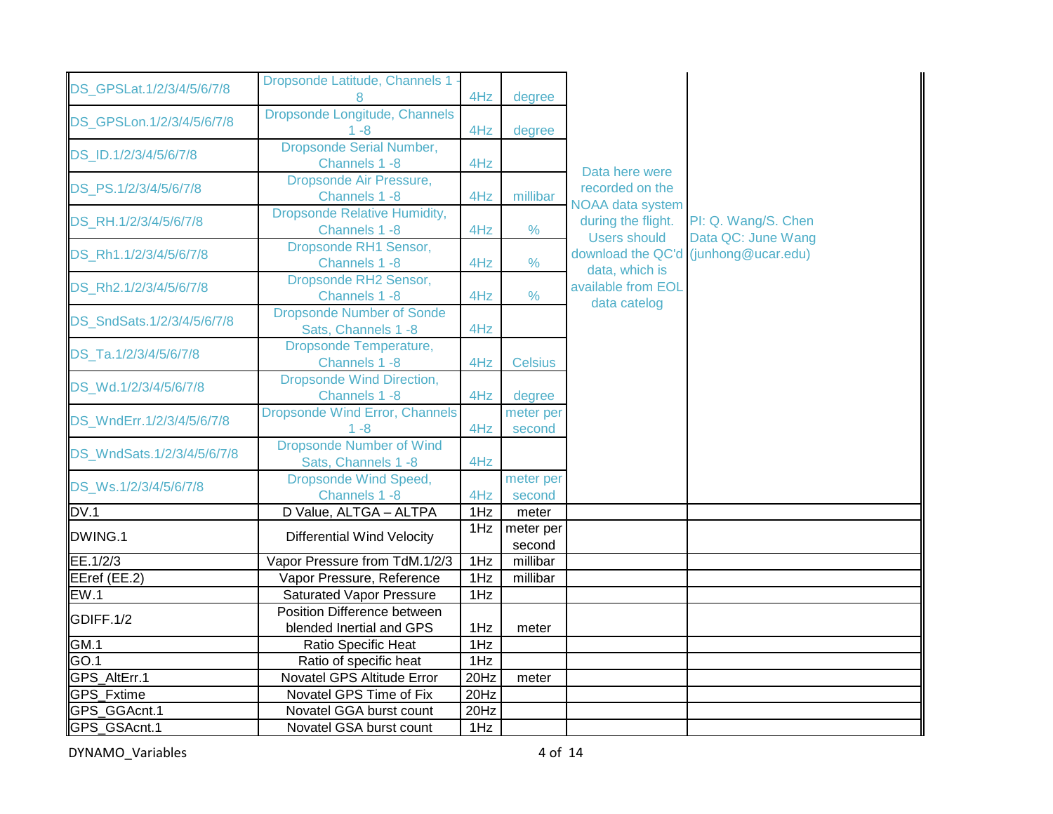| | | | | | |
|---|---|---|---|---|---|
| DS_GPSLat.1/2/3/4/5/6/7/8 | Dropsonde Latitude, Channels 1 -8 | 4Hz | degree | Data here were recorded on the NOAA data system during the flight. Users should download the QC'd data, which is available from EOL data catelog | PI: Q. Wang/S. Chen Data QC: June Wang (junhong@ucar.edu) |
| DS_GPSLon.1/2/3/4/5/6/7/8 | Dropsonde Longitude, Channels 1 -8 | 4Hz | degree | | |
| DS_ID.1/2/3/4/5/6/7/8 | Dropsonde Serial Number, Channels 1 -8 | 4Hz | | | |
| DS_PS.1/2/3/4/5/6/7/8 | Dropsonde Air Pressure, Channels 1 -8 | 4Hz | millibar | | |
| DS_RH.1/2/3/4/5/6/7/8 | Dropsonde Relative Humidity, Channels 1 -8 | 4Hz | % | | |
| DS_Rh1.1/2/3/4/5/6/7/8 | Dropsonde RH1 Sensor, Channels 1 -8 | 4Hz | % | | |
| DS_Rh2.1/2/3/4/5/6/7/8 | Dropsonde RH2 Sensor, Channels 1 -8 | 4Hz | % | | |
| DS_SndSats.1/2/3/4/5/6/7/8 | Dropsonde Number of Sonde Sats, Channels 1 -8 | 4Hz | | | |
| DS_Ta.1/2/3/4/5/6/7/8 | Dropsonde Temperature, Channels 1 -8 | 4Hz | Celsius | | |
| DS_Wd.1/2/3/4/5/6/7/8 | Dropsonde Wind Direction, Channels 1 -8 | 4Hz | degree | | |
| DS_WndErr.1/2/3/4/5/6/7/8 | Dropsonde Wind Error, Channels 1 -8 | 4Hz | meter per second | | |
| DS_WndSats.1/2/3/4/5/6/7/8 | Dropsonde Number of Wind Sats, Channels 1 -8 | 4Hz | | | |
| DS_Ws.1/2/3/4/5/6/7/8 | Dropsonde Wind Speed, Channels 1 -8 | 4Hz | meter per second | | |
| DV.1 | D Value, ALTGA – ALTPA | 1Hz | meter | | |
| DWING.1 | Differential Wind Velocity | 1Hz | meter per second | | |
| EE.1/2/3 | Vapor Pressure from TdM.1/2/3 | 1Hz | millibar | | |
| EEref (EE.2) | Vapor Pressure, Reference | 1Hz | millibar | | |
| EW.1 | Saturated Vapor Pressure | 1Hz | | | |
| GDIFF.1/2 | Position Difference between blended Inertial and GPS | 1Hz | meter | | |
| GM.1 | Ratio Specific Heat | 1Hz | | | |
| GO.1 | Ratio of specific heat | 1Hz | | | |
| GPS_AltErr.1 | Novatel GPS Altitude Error | 20Hz | meter | | |
| GPS_Fxtime | Novatel GPS Time of Fix | 20Hz | | | |
| GPS_GGAcnt.1 | Novatel GGA burst count | 20Hz | | | |
| GPS_GSAcnt.1 | Novatel GSA burst count | 1Hz | | | |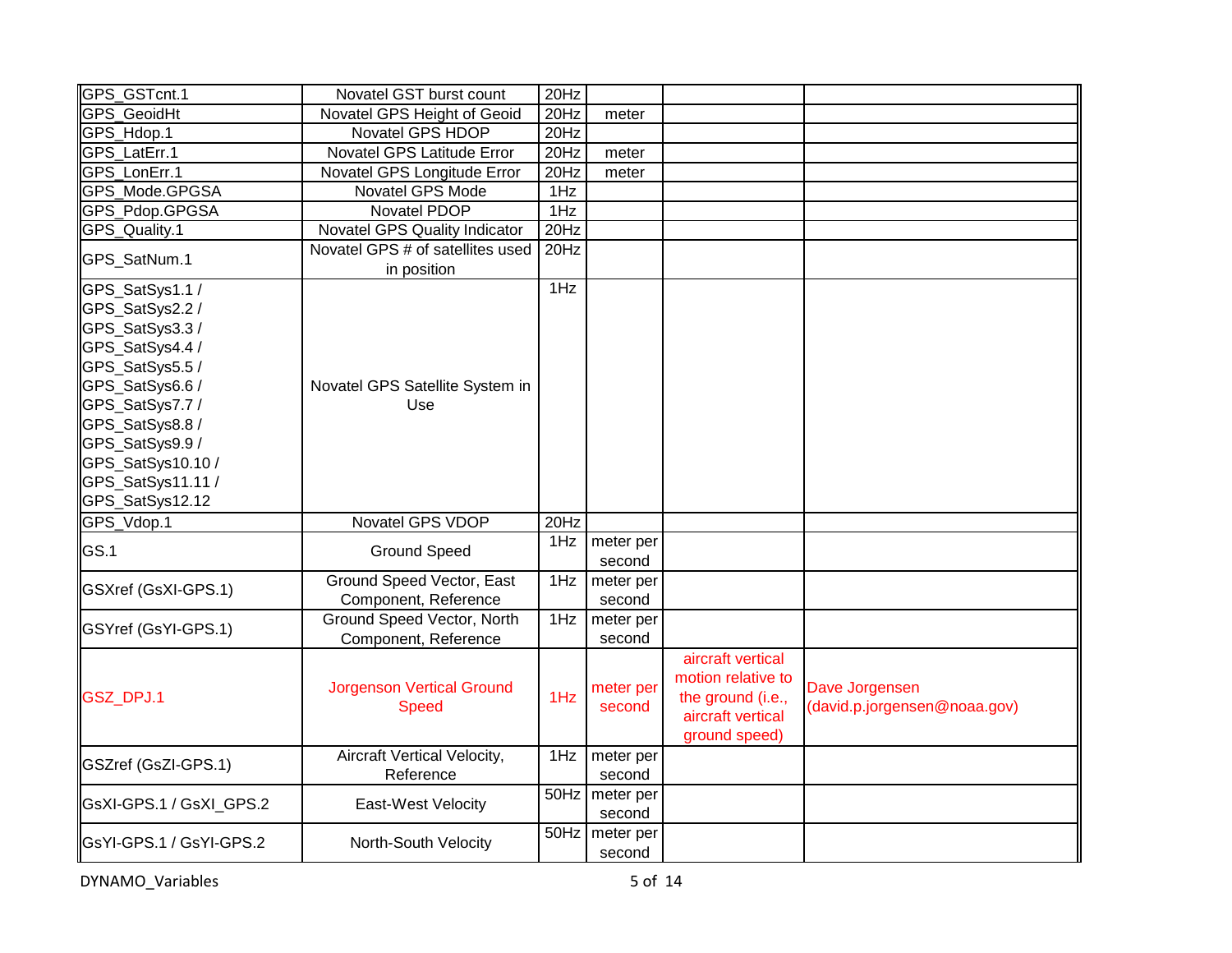| | | | | | |
|---|---|---|---|---|---|
| GPS_GSTcnt.1 | Novatel GST burst count | 20Hz | | | |
| GPS_GeoidHt | Novatel GPS Height of Geoid | 20Hz | meter | | |
| GPS_Hdop.1 | Novatel GPS HDOP | 20Hz | | | |
| GPS_LatErr.1 | Novatel GPS Latitude Error | 20Hz | meter | | |
| GPS_LonErr.1 | Novatel GPS Longitude Error | 20Hz | meter | | |
| GPS_Mode.GPGSA | Novatel GPS Mode | 1Hz | | | |
| GPS_Pdop.GPGSA | Novatel PDOP | 1Hz | | | |
| GPS_Quality.1 | Novatel GPS Quality Indicator | 20Hz | | | |
| GPS_SatNum.1 | Novatel GPS # of satellites used in position | 20Hz | | | |
| GPS_SatSys1.1 / GPS_SatSys2.2 / GPS_SatSys3.3 / GPS_SatSys4.4 / GPS_SatSys5.5 / GPS_SatSys6.6 / GPS_SatSys7.7 / GPS_SatSys8.8 / GPS_SatSys9.9 / GPS_SatSys10.10 / GPS_SatSys11.11 / GPS_SatSys12.12 | Novatel GPS Satellite System in Use | 1Hz | | | |
| GPS_Vdop.1 | Novatel GPS VDOP | 20Hz | | | |
| GS.1 | Ground Speed | 1Hz | meter per second | | |
| GSXref (GsXI-GPS.1) | Ground Speed Vector, East Component, Reference | 1Hz | meter per second | | |
| GSYref (GsYI-GPS.1) | Ground Speed Vector, North Component, Reference | 1Hz | meter per second | | |
| GSZ_DPJ.1 | Jorgenson Vertical Ground Speed | 1Hz | meter per second | aircraft vertical motion relative to the ground (i.e., aircraft vertical ground speed) | Dave Jorgensen (david.p.jorgensen@noaa.gov) |
| GSZref (GsZI-GPS.1) | Aircraft Vertical Velocity, Reference | 1Hz | meter per second | | |
| GsXI-GPS.1 / GsXI_GPS.2 | East-West Velocity | 50Hz | meter per second | | |
| GsYI-GPS.1 / GsYI-GPS.2 | North-South Velocity | 50Hz | meter per second | | |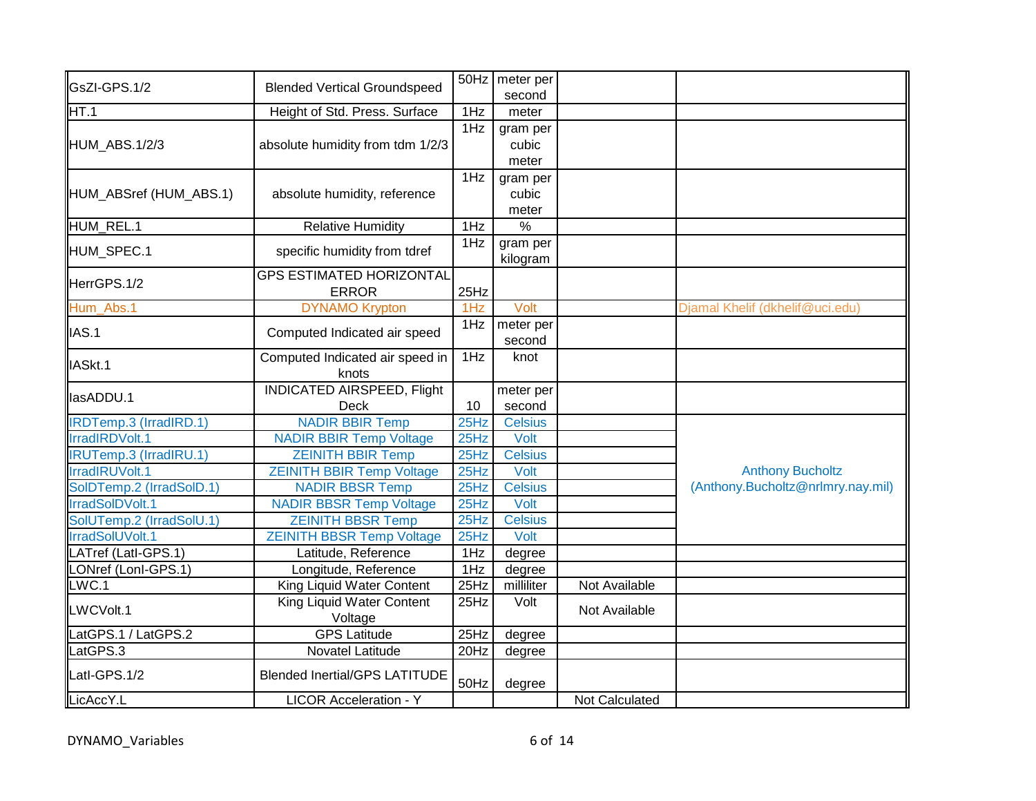| | | | | | |
|---|---|---|---|---|---|
| GsZI-GPS.1/2 | Blended Vertical Groundspeed | 50Hz | meter per second | | |
| HT.1 | Height of Std. Press. Surface | 1Hz | meter | | |
| HUM_ABS.1/2/3 | absolute humidity from tdm 1/2/3 | 1Hz | gram per cubic meter | | |
| HUM_ABSref (HUM_ABS.1) | absolute humidity, reference | 1Hz | gram per cubic meter | | |
| HUM_REL.1 | Relative Humidity | 1Hz | % | | |
| HUM_SPEC.1 | specific humidity from tdref | 1Hz | gram per kilogram | | |
| HerrGPS.1/2 | GPS ESTIMATED HORIZONTAL ERROR | 25Hz | | | |
| Hum_Abs.1 | DYNAMO Krypton | 1Hz | Volt | | Djamal Khelif (dkhelif@uci.edu) |
| IAS.1 | Computed Indicated air speed | 1Hz | meter per second | | |
| IASkt.1 | Computed Indicated air speed in knots | 1Hz | knot | | |
| IasADDU.1 | INDICATED AIRSPEED, Flight Deck | 10 | meter per second | | |
| IRDTemp.3 (IrradIRD.1) | NADIR BBIR Temp | 25Hz | Celsius | | Anthony Bucholtz (Anthony.Bucholtz@nrlmry.nay.mil) |
| IrradIRDVolt.1 | NADIR BBIR Temp Voltage | 25Hz | Volt | | |
| IRUTemp.3 (IrradIRU.1) | ZEINITH BBIR Temp | 25Hz | Celsius | | |
| IrradIRUVolt.1 | ZEINITH BBIR Temp Voltage | 25Hz | Volt | | |
| SolDTemp.2 (IrradSolD.1) | NADIR BBSR Temp | 25Hz | Celsius | | |
| IrradSolDVolt.1 | NADIR BBSR Temp Voltage | 25Hz | Volt | | |
| SolUTemp.2 (IrradSolU.1) | ZEINITH BBSR Temp | 25Hz | Celsius | | |
| IrradSolUVolt.1 | ZEINITH BBSR Temp Voltage | 25Hz | Volt | | |
| LATref (LatI-GPS.1) | Latitude, Reference | 1Hz | degree | | |
| LONref (LonI-GPS.1) | Longitude, Reference | 1Hz | degree | | |
| LWC.1 | King Liquid Water Content | 25Hz | milliliter | Not Available | |
| LWCVolt.1 | King Liquid Water Content Voltage | 25Hz | Volt | Not Available | |
| LatGPS.1 / LatGPS.2 | GPS Latitude | 25Hz | degree | | |
| LatGPS.3 | Novatel Latitude | 20Hz | degree | | |
| LatI-GPS.1/2 | Blended Inertial/GPS LATITUDE | 50Hz | degree | | |
| LicAccY.L | LICOR Acceleration - Y | | | Not Calculated | |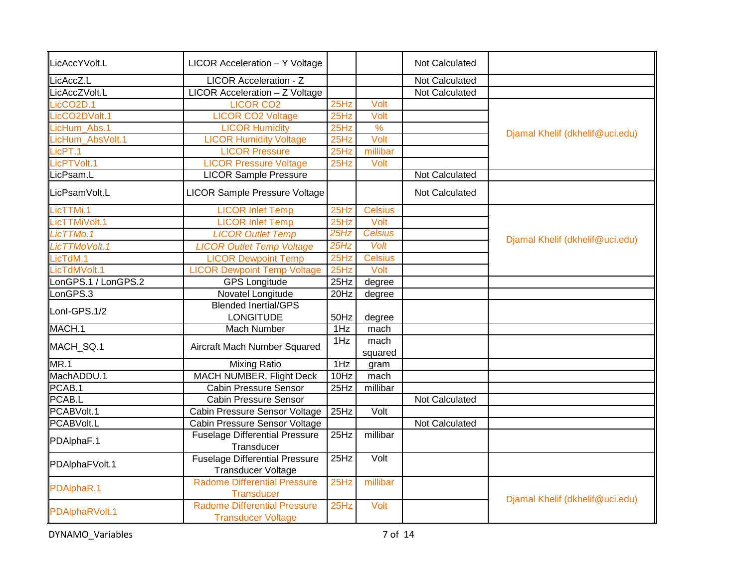| | | | | | |
|---|---|---|---|---|---|
| LicAccYVolt.L | LICOR Acceleration – Y Voltage | | | Not Calculated | |
| LicAccZ.L | LICOR Acceleration - Z | | | Not Calculated | |
| LicAccZVolt.L | LICOR Acceleration – Z Voltage | | | Not Calculated | |
| LicCO2D.1 | LICOR CO2 | 25Hz | Volt | | Djamal Khelif (dkhelif@uci.edu) |
| LicCO2DVolt.1 | LICOR CO2 Voltage | 25Hz | Volt | | |
| LicHum_Abs.1 | LICOR Humidity | 25Hz | % | | |
| LicHum_AbsVolt.1 | LICOR Humidity Voltage | 25Hz | Volt | | |
| LicPT.1 | LICOR Pressure | 25Hz | millibar | | |
| LicPTVolt.1 | LICOR Pressure Voltage | 25Hz | Volt | | |
| LicPsam.L | LICOR Sample Pressure | | | Not Calculated | |
| LicPsamVolt.L | LICOR Sample Pressure Voltage | | | Not Calculated | |
| LicTTMi.1 | LICOR Inlet Temp | 25Hz | Celsius | | Djamal Khelif (dkhelif@uci.edu) |
| LicTTMiVolt.1 | LICOR Inlet Temp | 25Hz | Volt | | |
| *LicTTMo.1* | *LICOR Outlet Temp* | *25Hz* | *Celsius* | | |
| *LicTTMoVolt.1* | *LICOR Outlet Temp Voltage* | *25Hz* | *Volt* | | |
| LicTdM.1 | LICOR Dewpoint Temp | 25Hz | Celsius | | |
| LicTdMVolt.1 | LICOR Dewpoint Temp Voltage | 25Hz | Volt | | |
| LonGPS.1 / LonGPS.2 | GPS Longitude | 25Hz | degree | | |
| LonGPS.3 | Novatel Longitude | 20Hz | degree | | |
| LonI-GPS.1/2 | Blended Inertial/GPS LONGITUDE | 50Hz | degree | | |
| MACH.1 | Mach Number | 1Hz | mach | | |
| MACH_SQ.1 | Aircraft Mach Number Squared | 1Hz | mach squared | | |
| MR.1 | Mixing Ratio | 1Hz | gram | | |
| MachADDU.1 | MACH NUMBER, Flight Deck | 10Hz | mach | | |
| PCAB.1 | Cabin Pressure Sensor | 25Hz | millibar | | |
| PCAB.L | Cabin Pressure Sensor | | | Not Calculated | |
| PCABVolt.1 | Cabin Pressure Sensor Voltage | 25Hz | Volt | | |
| PCABVolt.L | Cabin Pressure Sensor Voltage | | | Not Calculated | |
| PDAlphaF.1 | Fuselage Differential Pressure Transducer | 25Hz | millibar | | |
| PDAlphaFVolt.1 | Fuselage Differential Pressure Transducer Voltage | 25Hz | Volt | | |
| PDAlphaR.1 | Radome Differential Pressure Transducer | 25Hz | millibar | | Djamal Khelif (dkhelif@uci.edu) |
| PDAlphaRVolt.1 | Radome Differential Pressure Transducer Voltage | 25Hz | Volt | | |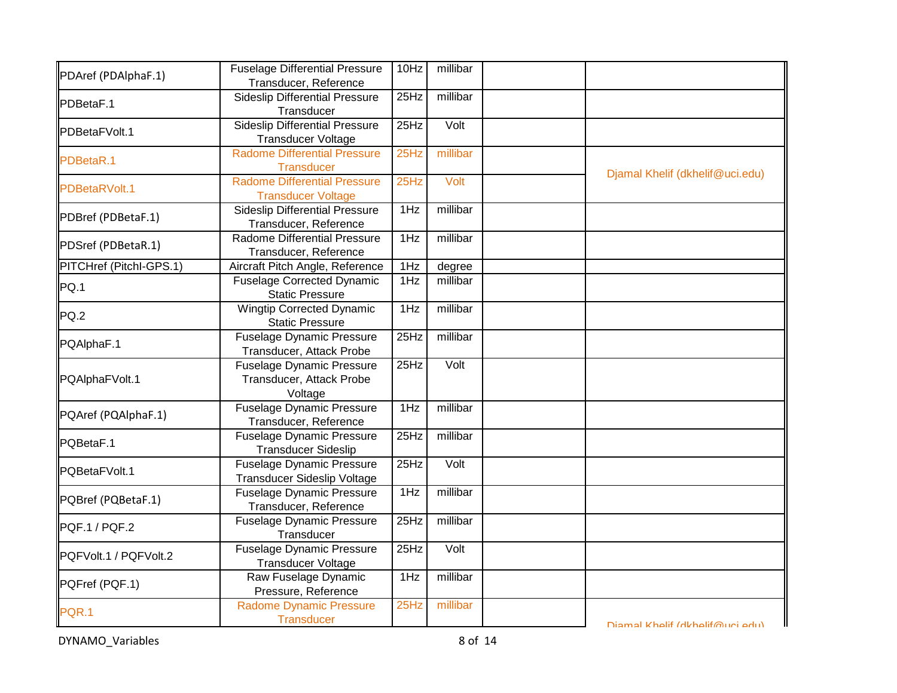| | | | | | |
|---|---|---|---|---|---|
| PDAref (PDAlphaF.1) | Fuselage Differential Pressure Transducer, Reference | 10Hz | millibar | | |
| PDBetaF.1 | Sideslip Differential Pressure Transducer | 25Hz | millibar | | |
| PDBetaFVolt.1 | Sideslip Differential Pressure Transducer Voltage | 25Hz | Volt | | |
| PDBetaR.1 | Radome Differential Pressure Transducer | 25Hz | millibar | | Djamal Khelif (dkhelif@uci.edu) |
| PDBetaRVolt.1 | Radome Differential Pressure Transducer Voltage | 25Hz | Volt | | |
| PDBref (PDBetaF.1) | Sideslip Differential Pressure Transducer, Reference | 1Hz | millibar | | |
| PDSref (PDBetaR.1) | Radome Differential Pressure Transducer, Reference | 1Hz | millibar | | |
| PITCHref (PitchI-GPS.1) | Aircraft Pitch Angle, Reference | 1Hz | degree | | |
| PQ.1 | Fuselage Corrected Dynamic Static Pressure | 1Hz | millibar | | |
| PQ.2 | Wingtip Corrected Dynamic Static Pressure | 1Hz | millibar | | |
| PQAlphaF.1 | Fuselage Dynamic Pressure Transducer, Attack Probe | 25Hz | millibar | | |
| PQAlphaFVolt.1 | Fuselage Dynamic Pressure Transducer, Attack Probe Voltage | 25Hz | Volt | | |
| PQAref (PQAlphaF.1) | Fuselage Dynamic Pressure Transducer, Reference | 1Hz | millibar | | |
| PQBetaF.1 | Fuselage Dynamic Pressure Transducer Sideslip | 25Hz | millibar | | |
| PQBetaFVolt.1 | Fuselage Dynamic Pressure Transducer Sideslip Voltage | 25Hz | Volt | | |
| PQBref (PQBetaF.1) | Fuselage Dynamic Pressure Transducer, Reference | 1Hz | millibar | | |
| PQF.1 / PQF.2 | Fuselage Dynamic Pressure Transducer | 25Hz | millibar | | |
| PQFVolt.1 / PQFVolt.2 | Fuselage Dynamic Pressure Transducer Voltage | 25Hz | Volt | | |
| PQFref (PQF.1) | Raw Fuselage Dynamic Pressure, Reference | 1Hz | millibar | | |
| PQR.1 | Radome Dynamic Pressure Transducer | 25Hz | millibar | | Djamal Khelif (dkhelif@uci.edu) |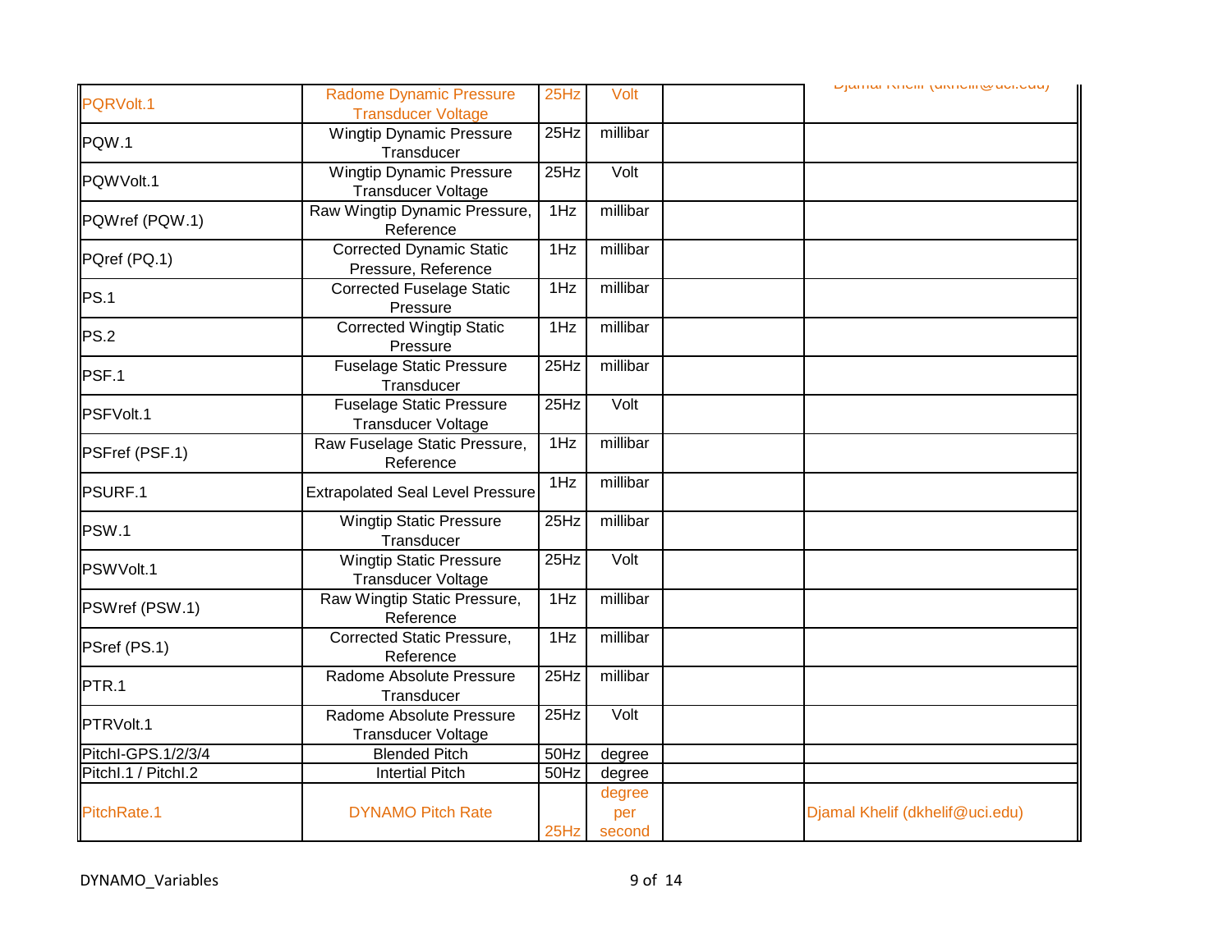| PQRVolt.1 | Radome Dynamic Pressure Transducer Voltage | 25Hz | Volt | | Djamal Khelif (dkhelif@uci.edu) |
|---|---|---|---|---|---|
| PQW.1 | Wingtip Dynamic Pressure Transducer | 25Hz | millibar | | |
| PQWVolt.1 | Wingtip Dynamic Pressure Transducer Voltage | 25Hz | Volt | | |
| PQWref (PQW.1) | Raw Wingtip Dynamic Pressure, Reference | 1Hz | millibar | | |
| PQref (PQ.1) | Corrected Dynamic Static Pressure, Reference | 1Hz | millibar | | |
| PS.1 | Corrected Fuselage Static Pressure | 1Hz | millibar | | |
| PS.2 | Corrected Wingtip Static Pressure | 1Hz | millibar | | |
| PSF.1 | Fuselage Static Pressure Transducer | 25Hz | millibar | | |
| PSFVolt.1 | Fuselage Static Pressure Transducer Voltage | 25Hz | Volt | | |
| PSFref (PSF.1) | Raw Fuselage Static Pressure, Reference | 1Hz | millibar | | |
| PSURF.1 | Extrapolated Seal Level Pressure | 1Hz | millibar | | |
| PSW.1 | Wingtip Static Pressure Transducer | 25Hz | millibar | | |
| PSWVolt.1 | Wingtip Static Pressure Transducer Voltage | 25Hz | Volt | | |
| PSWref (PSW.1) | Raw Wingtip Static Pressure, Reference | 1Hz | millibar | | |
| PSref (PS.1) | Corrected Static Pressure, Reference | 1Hz | millibar | | |
| PTR.1 | Radome Absolute Pressure Transducer | 25Hz | millibar | | |
| PTRVolt.1 | Radome Absolute Pressure Transducer Voltage | 25Hz | Volt | | |
| PitchI-GPS.1/2/3/4 | Blended Pitch | 50Hz | degree | | |
| PitchI.1 / PitchI.2 | Intertial Pitch | 50Hz | degree | | |
| PitchRate.1 | DYNAMO Pitch Rate | 25Hz | degree per second | | Djamal Khelif (dkhelif@uci.edu) |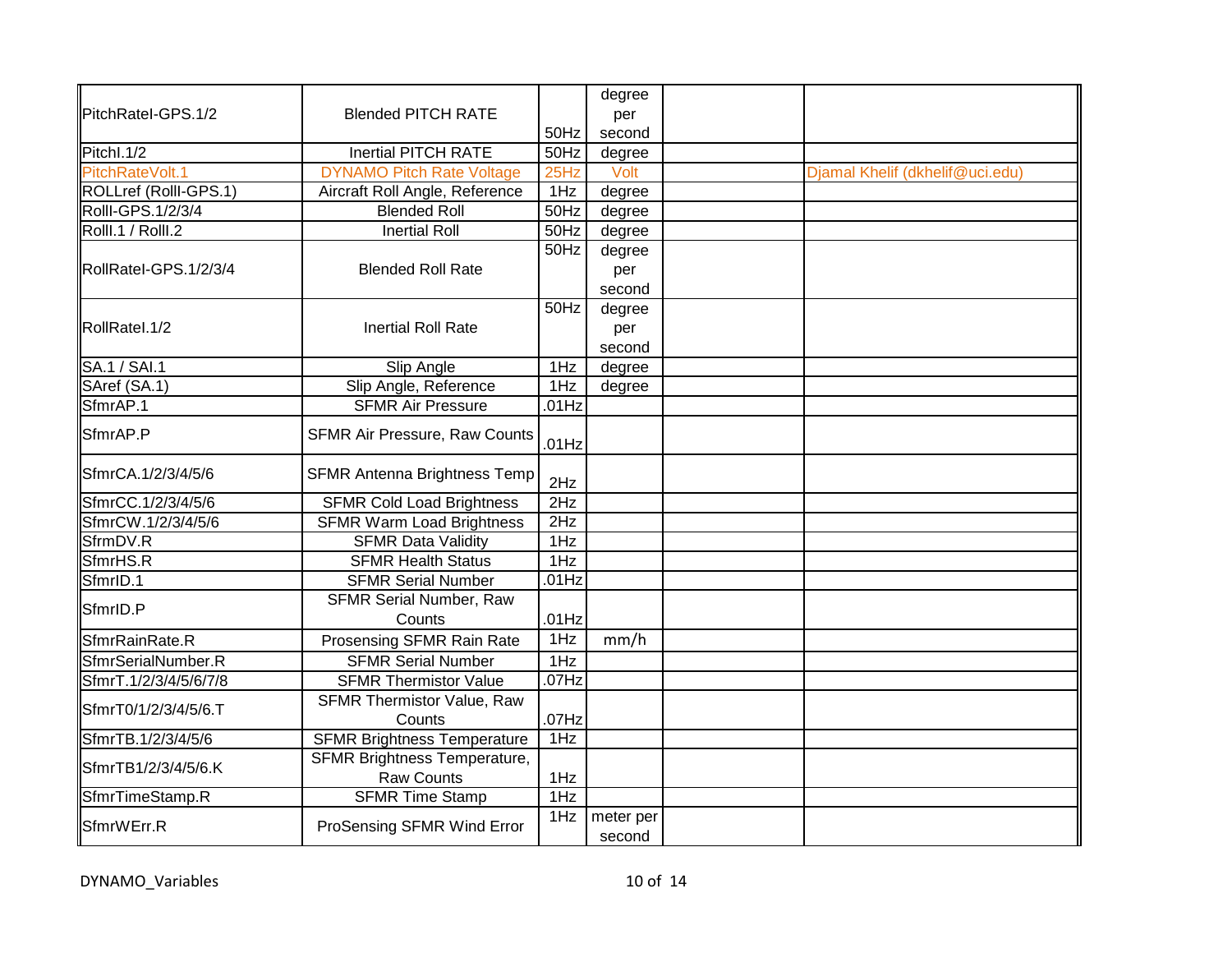| | | | | | |
|---|---|---|---|---|---|
| PitchRateI-GPS.1/2 | Blended PITCH RATE | 50Hz | degree per second | | |
| PitchI.1/2 | Inertial PITCH RATE | 50Hz | degree | | |
| PitchRateVolt.1 | DYNAMO Pitch Rate Voltage | 25Hz | Volt | | Djamal Khelif (dkhelif@uci.edu) |
| ROLLref (RollI-GPS.1) | Aircraft Roll Angle, Reference | 1Hz | degree | | |
| RollI-GPS.1/2/3/4 | Blended Roll | 50Hz | degree | | |
| RollI.1 / RollI.2 | Inertial Roll | 50Hz | degree | | |
| RollRateI-GPS.1/2/3/4 | Blended Roll Rate | 50Hz | degree per second | | |
| RollRateI.1/2 | Inertial Roll Rate | 50Hz | degree per second | | |
| SA.1 / SAI.1 | Slip Angle | 1Hz | degree | | |
| SAref (SA.1) | Slip Angle, Reference | 1Hz | degree | | |
| SfmrAP.1 | SFMR Air Pressure | .01Hz | | | |
| SfmrAP.P | SFMR Air Pressure, Raw Counts | .01Hz | | | |
| SfmrCA.1/2/3/4/5/6 | SFMR Antenna Brightness Temp | 2Hz | | | |
| SfmrCC.1/2/3/4/5/6 | SFMR Cold Load Brightness | 2Hz | | | |
| SfmrCW.1/2/3/4/5/6 | SFMR Warm Load Brightness | 2Hz | | | |
| SfrmDV.R | SFMR Data Validity | 1Hz | | | |
| SfmrHS.R | SFMR Health Status | 1Hz | | | |
| SfmrID.1 | SFMR Serial Number | .01Hz | | | |
| SfmrID.P | SFMR Serial Number, Raw Counts | .01Hz | | | |
| SfmrRainRate.R | Prosensing SFMR Rain Rate | 1Hz | mm/h | | |
| SfmrSerialNumber.R | SFMR Serial Number | 1Hz | | | |
| SfmrT.1/2/3/4/5/6/7/8 | SFMR Thermistor Value | .07Hz | | | |
| SfmrT0/1/2/3/4/5/6.T | SFMR Thermistor Value, Raw Counts | .07Hz | | | |
| SfmrTB.1/2/3/4/5/6 | SFMR Brightness Temperature | 1Hz | | | |
| SfmrTB1/2/3/4/5/6.K | SFMR Brightness Temperature, Raw Counts | 1Hz | | | |
| SfmrTimeStamp.R | SFMR Time Stamp | 1Hz | | | |
| SfmrWErr.R | ProSensing SFMR Wind Error | 1Hz | meter per second | | |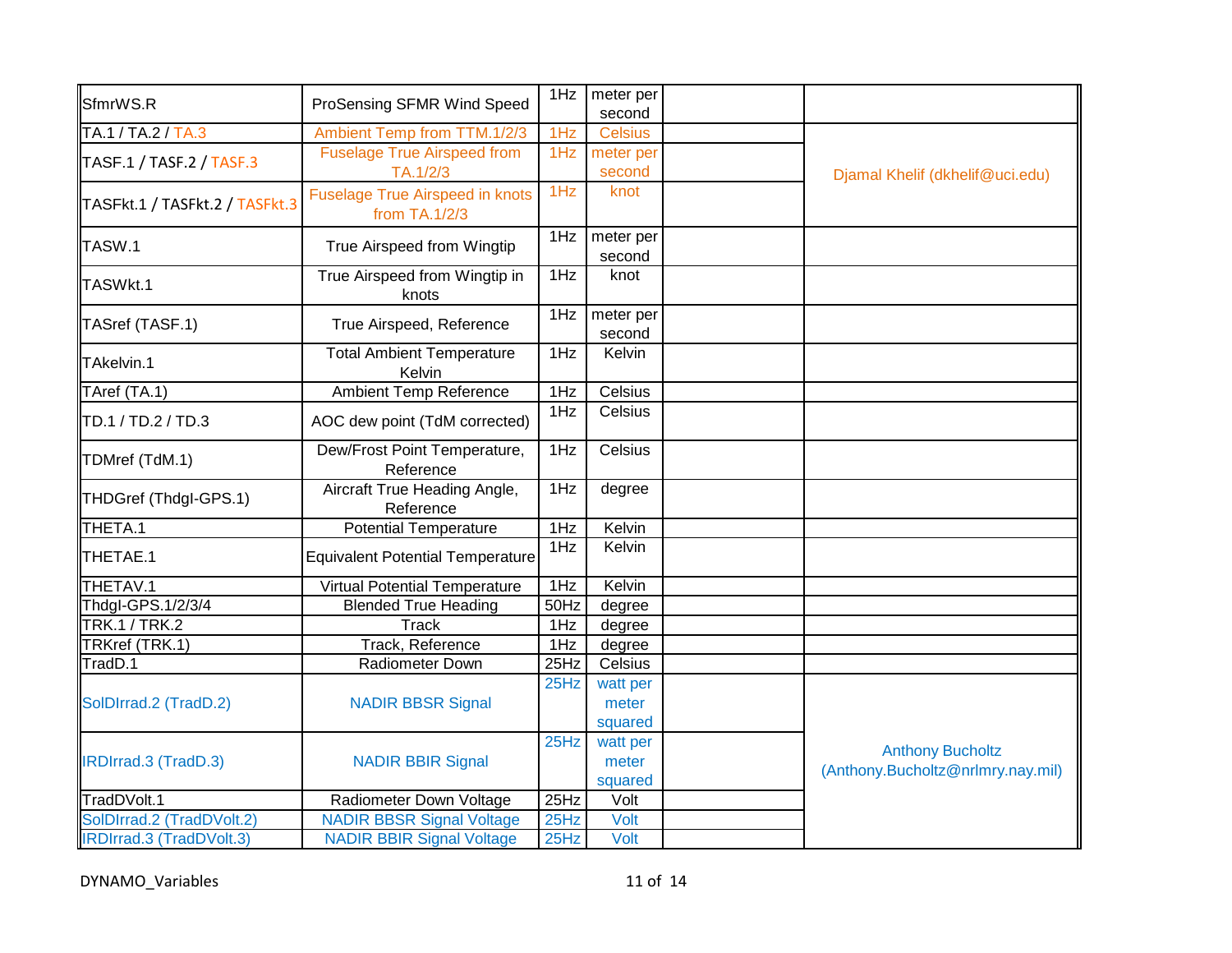| | | | | | |
|---|---|---|---|---|---|
| SfmrWS.R | ProSensing SFMR Wind Speed | 1Hz | meter per second | | |
| TA.1 / TA.2 / TA.3 | Ambient Temp from TTM.1/2/3 | 1Hz | Celsius | | Djamal Khelif (dkhelif@uci.edu) |
| TASF.1 / TASF.2 / TASF.3 | Fuselage True Airspeed from TA.1/2/3 | 1Hz | meter per second | | |
| TASFkt.1 / TASFkt.2 / TASFkt.3 | Fuselage True Airspeed in knots from TA.1/2/3 | 1Hz | knot | | |
| TASW.1 | True Airspeed from Wingtip | 1Hz | meter per second | | |
| TASWkt.1 | True Airspeed from Wingtip in knots | 1Hz | knot | | |
| TASref (TASF.1) | True Airspeed, Reference | 1Hz | meter per second | | |
| TAkelvin.1 | Total Ambient Temperature Kelvin | 1Hz | Kelvin | | |
| TAref (TA.1) | Ambient Temp Reference | 1Hz | Celsius | | |
| TD.1 / TD.2 / TD.3 | AOC dew point (TdM corrected) | 1Hz | Celsius | | |
| TDMref (TdM.1) | Dew/Frost Point Temperature, Reference | 1Hz | Celsius | | |
| THDGref (ThdgI-GPS.1) | Aircraft True Heading Angle, Reference | 1Hz | degree | | |
| THETA.1 | Potential Temperature | 1Hz | Kelvin | | |
| THETAE.1 | Equivalent Potential Temperature | 1Hz | Kelvin | | |
| THETAV.1 | Virtual Potential Temperature | 1Hz | Kelvin | | |
| ThdgI-GPS.1/2/3/4 | Blended True Heading | 50Hz | degree | | |
| TRK.1 / TRK.2 | Track | 1Hz | degree | | |
| TRKref (TRK.1) | Track, Reference | 1Hz | degree | | |
| TradD.1 | Radiometer Down | 25Hz | Celsius | | |
| SolDIrrad.2 (TradD.2) | NADIR BBSR Signal | 25Hz | watt per meter squared | | Anthony Bucholtz (Anthony.Bucholtz@nrlmry.nay.mil) |
| IRDIrrad.3 (TradD.3) | NADIR BBIR Signal | 25Hz | watt per meter squared | | |
| TradDVolt.1 | Radiometer Down Voltage | 25Hz | Volt | | |
| SolDIrrad.2 (TradDVolt.2) | NADIR BBSR Signal Voltage | 25Hz | Volt | | |
| IRDIrrad.3 (TradDVolt.3) | NADIR BBIR Signal Voltage | 25Hz | Volt | | |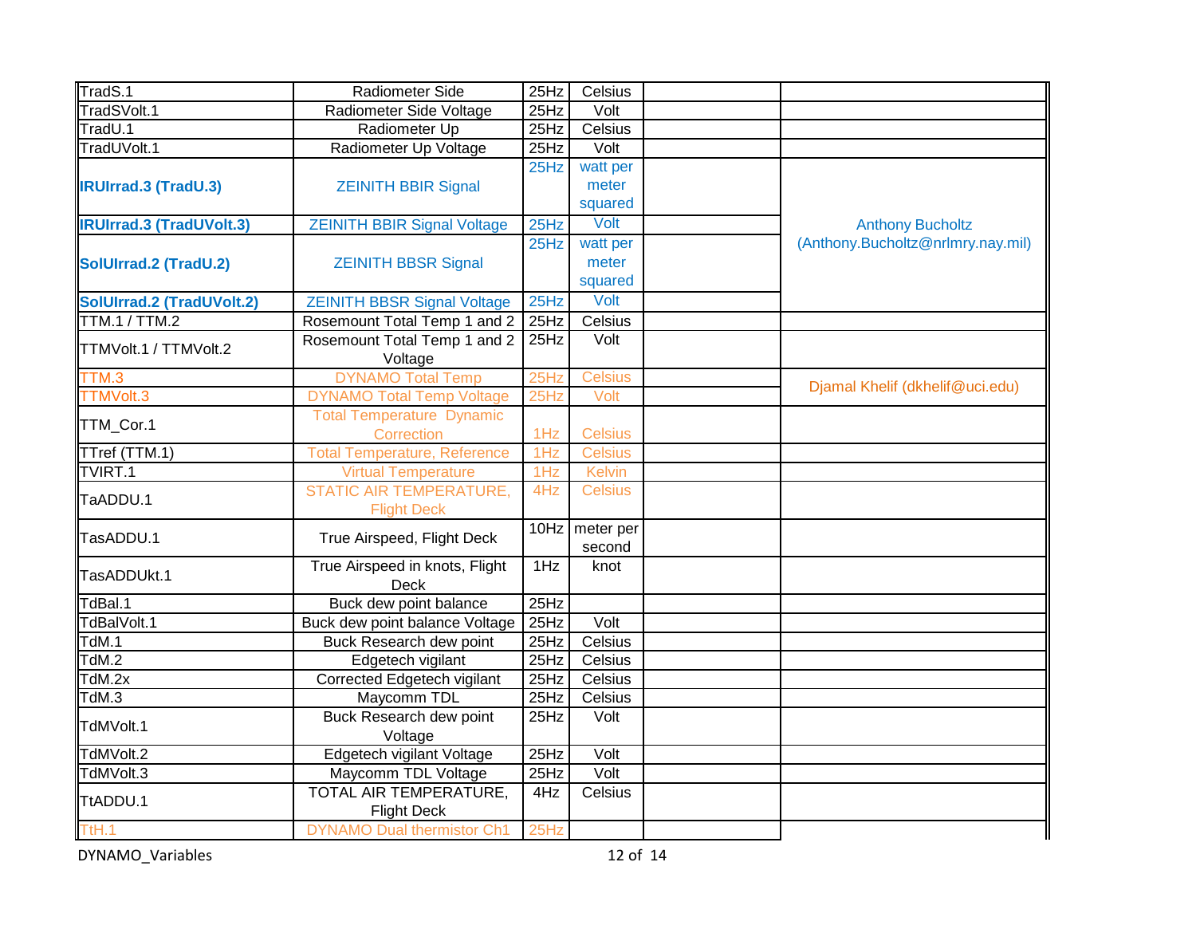| | | | | | |
|---|---|---|---|---|---|
| TradS.1 | Radiometer Side | 25Hz | Celsius | | |
| TradSVolt.1 | Radiometer Side Voltage | 25Hz | Volt | | |
| TradU.1 | Radiometer Up | 25Hz | Celsius | | |
| TradUVolt.1 | Radiometer Up Voltage | 25Hz | Volt | | |
| **IRUIrrad.3 (TradU.3)** | ZEINITH BBIR Signal | 25Hz | watt per meter squared | | Anthony Bucholtz (Anthony.Bucholtz@nrlmry.nay.mil) |
| **IRUIrrad.3 (TradUVolt.3)** | ZEINITH BBIR Signal Voltage | 25Hz | Volt | | |
| **SolUIrrad.2 (TradU.2)** | ZEINITH BBSR Signal | 25Hz | watt per meter squared | | |
| **SolUIrrad.2 (TradUVolt.2)** | ZEINITH BBSR Signal Voltage | 25Hz | Volt | | |
| TTM.1 / TTM.2 | Rosemount Total Temp 1 and 2 | 25Hz | Celsius | | |
| TTMVolt.1 / TTMVolt.2 | Rosemount Total Temp 1 and 2 Voltage | 25Hz | Volt | | |
| TTM.3 | DYNAMO Total Temp | 25Hz | Celsius | | Djamal Khelif (dkhelif@uci.edu) |
| TTMVolt.3 | DYNAMO Total Temp Voltage | 25Hz | Volt | | |
| TTM_Cor.1 | Total Temperature Dynamic Correction | 1Hz | Celsius | | |
| TTref (TTM.1) | Total Temperature, Reference | 1Hz | Celsius | | |
| TVIRT.1 | Virtual Temperature | 1Hz | Kelvin | | |
| TaADDU.1 | STATIC AIR TEMPERATURE, Flight Deck | 4Hz | Celsius | | |
| TasADDU.1 | True Airspeed, Flight Deck | 10Hz | meter per second | | |
| TasADDUkt.1 | True Airspeed in knots, Flight Deck | 1Hz | knot | | |
| TdBal.1 | Buck dew point balance | 25Hz | | | |
| TdBalVolt.1 | Buck dew point balance Voltage | 25Hz | Volt | | |
| TdM.1 | Buck Research dew point | 25Hz | Celsius | | |
| TdM.2 | Edgetech vigilant | 25Hz | Celsius | | |
| TdM.2x | Corrected Edgetech vigilant | 25Hz | Celsius | | |
| TdM.3 | Maycomm TDL | 25Hz | Celsius | | |
| TdMVolt.1 | Buck Research dew point Voltage | 25Hz | Volt | | |
| TdMVolt.2 | Edgetech vigilant Voltage | 25Hz | Volt | | |
| TdMVolt.3 | Maycomm TDL Voltage | 25Hz | Volt | | |
| TtADDU.1 | TOTAL AIR TEMPERATURE, Flight Deck | 4Hz | Celsius | | |
| TtH.1 | DYNAMO Dual thermistor Ch1 | 25Hz | | | |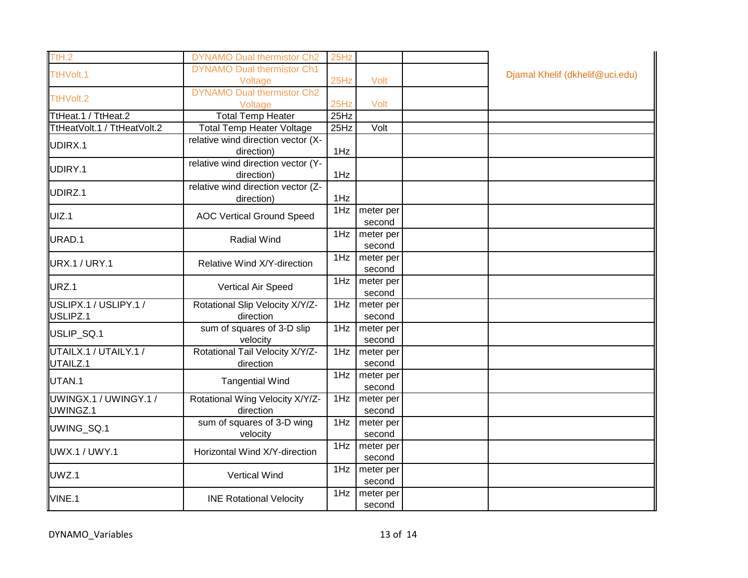| | | | | | |
|---|---|---|---|---|---|
| TtH.2 | DYNAMO Dual thermistor Ch2 | 25Hz | | | Djamal Khelif (dkhelif@uci.edu) |
| TtHVolt.1 | DYNAMO Dual thermistor Ch1 Voltage | 25Hz | Volt | | |
| TtHVolt.2 | DYNAMO Dual thermistor Ch2 Voltage | 25Hz | Volt | | |
| TtHeat.1 / TtHeat.2 | Total Temp Heater | 25Hz | | | |
| TtHeatVolt.1 / TtHeatVolt.2 | Total Temp Heater Voltage | 25Hz | Volt | | |
| UDIRX.1 | relative wind direction vector (X-direction) | 1Hz | | | |
| UDIRY.1 | relative wind direction vector (Y-direction) | 1Hz | | | |
| UDIRZ.1 | relative wind direction vector (Z-direction) | 1Hz | | | |
| UIZ.1 | AOC Vertical Ground Speed | 1Hz | meter per second | | |
| URAD.1 | Radial Wind | 1Hz | meter per second | | |
| URX.1 / URY.1 | Relative Wind X/Y-direction | 1Hz | meter per second | | |
| URZ.1 | Vertical Air Speed | 1Hz | meter per second | | |
| USLIPX.1 / USLIPY.1 / USLIPZ.1 | Rotational Slip Velocity X/Y/Z-direction | 1Hz | meter per second | | |
| USLIP_SQ.1 | sum of squares of 3-D slip velocity | 1Hz | meter per second | | |
| UTAILX.1 / UTAILY.1 / UTAILZ.1 | Rotational Tail Velocity X/Y/Z-direction | 1Hz | meter per second | | |
| UTAN.1 | Tangential Wind | 1Hz | meter per second | | |
| UWINGX.1 / UWINGY.1 / UWINGZ.1 | Rotational Wing Velocity X/Y/Z-direction | 1Hz | meter per second | | |
| UWING_SQ.1 | sum of squares of 3-D wing velocity | 1Hz | meter per second | | |
| UWX.1 / UWY.1 | Horizontal Wind X/Y-direction | 1Hz | meter per second | | |
| UWZ.1 | Vertical Wind | 1Hz | meter per second | | |
| VINE.1 | INE Rotational Velocity | 1Hz | meter per second | | |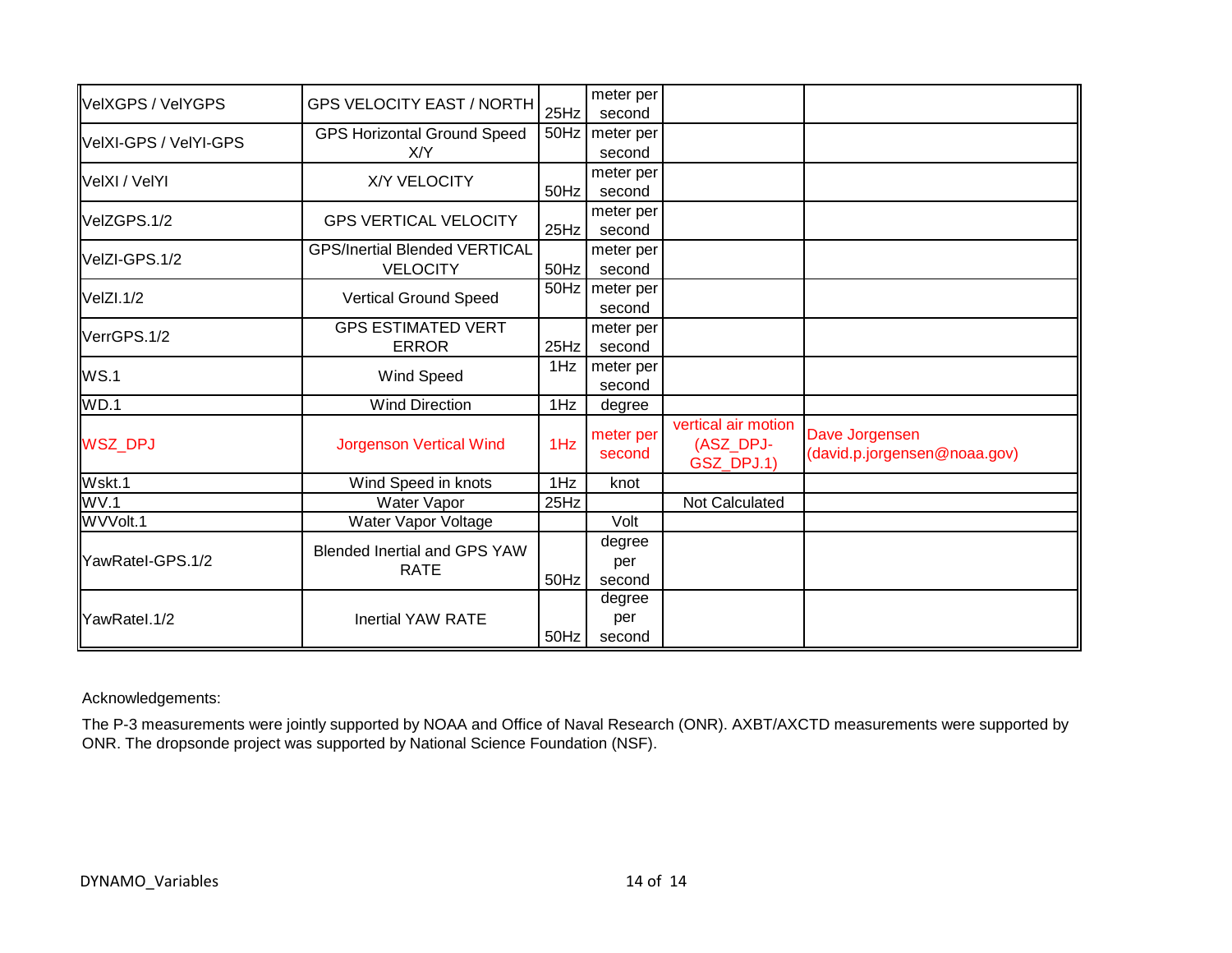| | | | | | |
|---|---|---|---|---|---|
| VelXGPS / VelYGPS | GPS VELOCITY EAST / NORTH | 25Hz | meter per second | | |
| VelXI-GPS / VelYI-GPS | GPS Horizontal Ground Speed X/Y | 50Hz | meter per second | | |
| VelXI / VelYI | X/Y VELOCITY | 50Hz | meter per second | | |
| VelZGPS.1/2 | GPS VERTICAL VELOCITY | 25Hz | meter per second | | |
| VelZI-GPS.1/2 | GPS/Inertial Blended VERTICAL VELOCITY | 50Hz | meter per second | | |
| VelZI.1/2 | Vertical Ground Speed | 50Hz | meter per second | | |
| VerrGPS.1/2 | GPS ESTIMATED VERT ERROR | 25Hz | meter per second | | |
| WS.1 | Wind Speed | 1Hz | meter per second | | |
| WD.1 | Wind Direction | 1Hz | degree | | |
| WSZ_DPJ | Jorgenson Vertical Wind | 1Hz | meter per second | vertical air motion (ASZ_DPJ-GSZ_DPJ.1) | Dave Jorgensen (david.p.jorgensen@noaa.gov) |
| Wskt.1 | Wind Speed in knots | 1Hz | knot | | |
| WV.1 | Water Vapor | 25Hz | | Not Calculated | |
| WVVolt.1 | Water Vapor Voltage | | Volt | | |
| YawRateI-GPS.1/2 | Blended Inertial and GPS YAW RATE | 50Hz | degree per second | | |
| YawRateI.1/2 | Inertial YAW RATE | 50Hz | degree per second | | |

Acknowledgements:

The P-3 measurements were jointly supported by NOAA and Office of Naval Research (ONR). AXBT/AXCTD measurements were supported by ONR. The dropsonde project was supported by National Science Foundation (NSF).